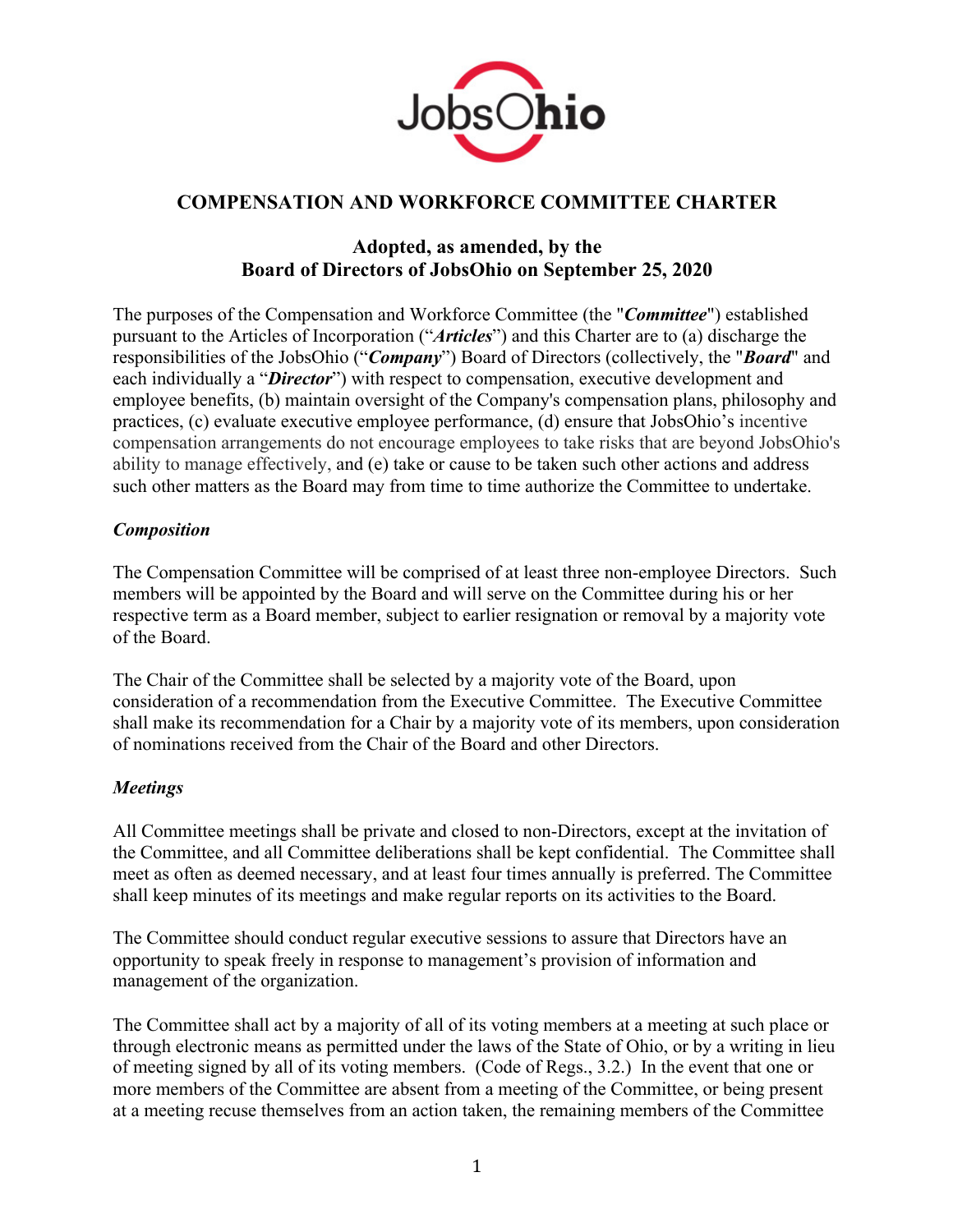# COMPENSATION AND WORKFORCE COMMITTEE CHARTER

## Adopted, as amended, by the Board of Directors of JobsOhio on September 25, 2020

The purposes of the Compensation and Workforce Committee (the "***Committee***") established pursuant to the Articles of Incorporation ("***Articles***") and this Charter are to (a) discharge the responsibilities of the JobsOhio ("***Company***") Board of Directors (collectively, the "***Board***" and each individually a "***Director***") with respect to compensation, executive development and employee benefits, (b) maintain oversight of the Company's compensation plans, philosophy and practices, (c) evaluate executive employee performance, (d) ensure that JobsOhio's incentive compensation arrangements do not encourage employees to take risks that are beyond JobsOhio's ability to manage effectively, and (e) take or cause to be taken such other actions and address such other matters as the Board may from time to time authorize the Committee to undertake.

### *Composition*

The Compensation Committee will be comprised of at least three non-employee Directors. Such members will be appointed by the Board and will serve on the Committee during his or her respective term as a Board member, subject to earlier resignation or removal by a majority vote of the Board.

The Chair of the Committee shall be selected by a majority vote of the Board, upon consideration of a recommendation from the Executive Committee. The Executive Committee shall make its recommendation for a Chair by a majority vote of its members, upon consideration of nominations received from the Chair of the Board and other Directors.

### *Meetings*

All Committee meetings shall be private and closed to non-Directors, except at the invitation of the Committee, and all Committee deliberations shall be kept confidential. The Committee shall meet as often as deemed necessary, and at least four times annually is preferred. The Committee shall keep minutes of its meetings and make regular reports on its activities to the Board.

The Committee should conduct regular executive sessions to assure that Directors have an opportunity to speak freely in response to management's provision of information and management of the organization.

The Committee shall act by a majority of all of its voting members at a meeting at such place or through electronic means as permitted under the laws of the State of Ohio, or by a writing in lieu of meeting signed by all of its voting members. (Code of Regs., 3.2.) In the event that one or more members of the Committee are absent from a meeting of the Committee, or being present at a meeting recuse themselves from an action taken, the remaining members of the Committee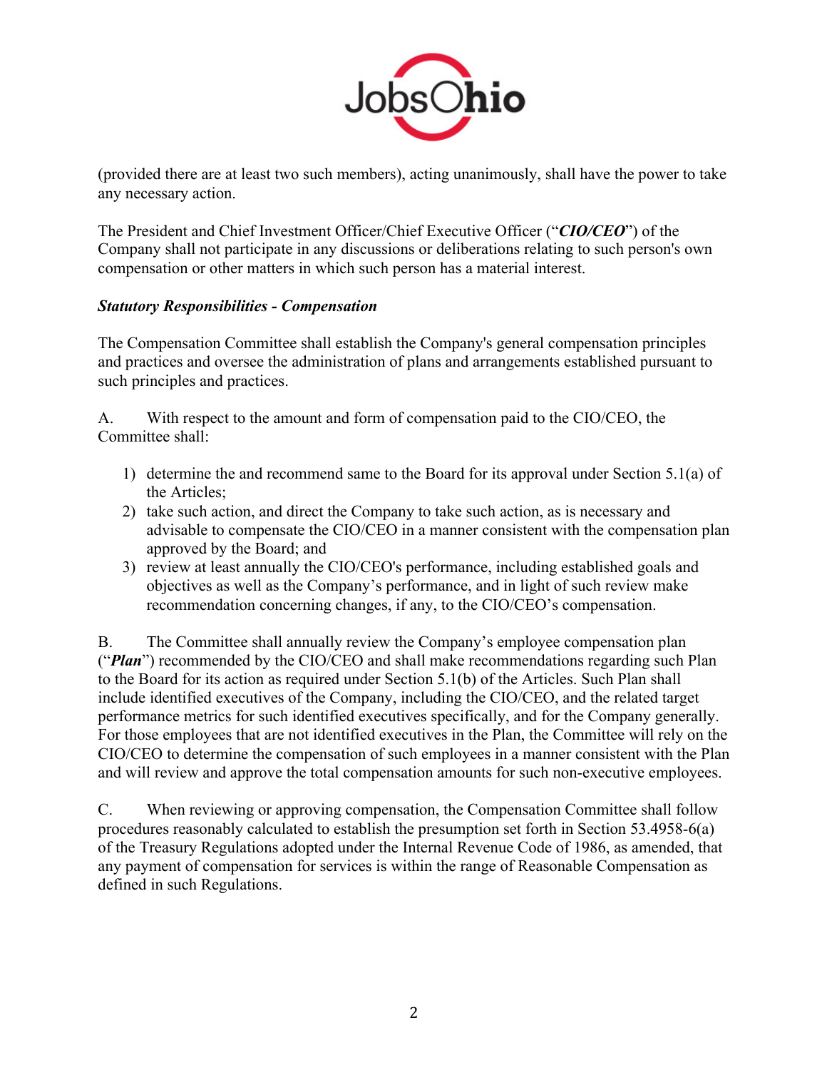(provided there are at least two such members), acting unanimously, shall have the power to take any necessary action.

The President and Chief Investment Officer/Chief Executive Officer ("***CIO/CEO***") of the Company shall not participate in any discussions or deliberations relating to such person's own compensation or other matters in which such person has a material interest.

***Statutory Responsibilities - Compensation***

The Compensation Committee shall establish the Company's general compensation principles and practices and oversee the administration of plans and arrangements established pursuant to such principles and practices.

A. With respect to the amount and form of compensation paid to the CIO/CEO, the Committee shall:

1) determine the and recommend same to the Board for its approval under Section 5.1(a) of the Articles;
2) take such action, and direct the Company to take such action, as is necessary and advisable to compensate the CIO/CEO in a manner consistent with the compensation plan approved by the Board; and
3) review at least annually the CIO/CEO's performance, including established goals and objectives as well as the Company's performance, and in light of such review make recommendation concerning changes, if any, to the CIO/CEO's compensation.

B. The Committee shall annually review the Company's employee compensation plan ("***Plan***") recommended by the CIO/CEO and shall make recommendations regarding such Plan to the Board for its action as required under Section 5.1(b) of the Articles. Such Plan shall include identified executives of the Company, including the CIO/CEO, and the related target performance metrics for such identified executives specifically, and for the Company generally. For those employees that are not identified executives in the Plan, the Committee will rely on the CIO/CEO to determine the compensation of such employees in a manner consistent with the Plan and will review and approve the total compensation amounts for such non-executive employees.

C. When reviewing or approving compensation, the Compensation Committee shall follow procedures reasonably calculated to establish the presumption set forth in Section 53.4958-6(a) of the Treasury Regulations adopted under the Internal Revenue Code of 1986, as amended, that any payment of compensation for services is within the range of Reasonable Compensation as defined in such Regulations.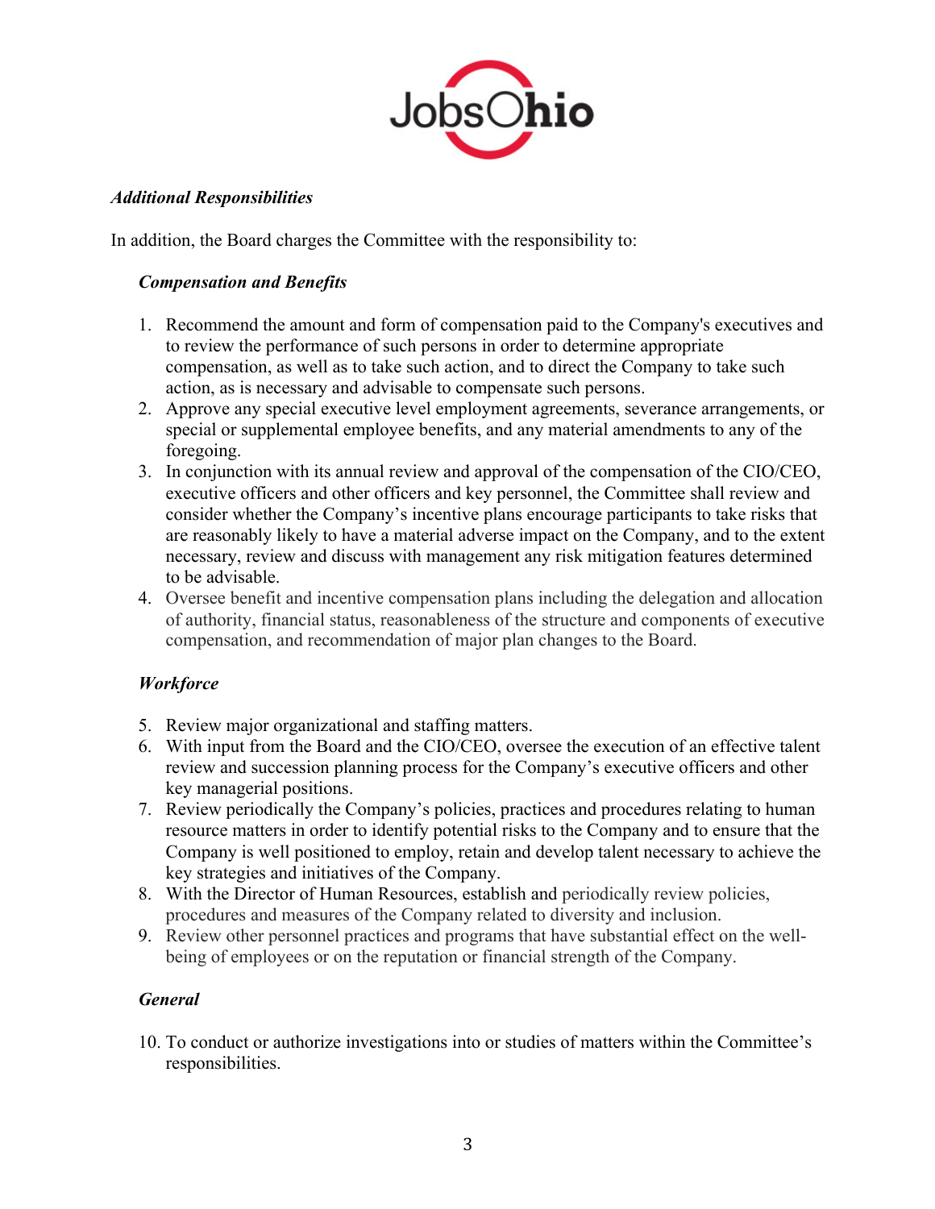***Additional Responsibilities***

In addition, the Board charges the Committee with the responsibility to:

***Compensation and Benefits***

1. Recommend the amount and form of compensation paid to the Company's executives and to review the performance of such persons in order to determine appropriate compensation, as well as to take such action, and to direct the Company to take such action, as is necessary and advisable to compensate such persons.
2. Approve any special executive level employment agreements, severance arrangements, or special or supplemental employee benefits, and any material amendments to any of the foregoing.
3. In conjunction with its annual review and approval of the compensation of the CIO/CEO, executive officers and other officers and key personnel, the Committee shall review and consider whether the Company's incentive plans encourage participants to take risks that are reasonably likely to have a material adverse impact on the Company, and to the extent necessary, review and discuss with management any risk mitigation features determined to be advisable.
4. Oversee benefit and incentive compensation plans including the delegation and allocation of authority, financial status, reasonableness of the structure and components of executive compensation, and recommendation of major plan changes to the Board.

***Workforce***

5. Review major organizational and staffing matters.
6. With input from the Board and the CIO/CEO, oversee the execution of an effective talent review and succession planning process for the Company's executive officers and other key managerial positions.
7. Review periodically the Company's policies, practices and procedures relating to human resource matters in order to identify potential risks to the Company and to ensure that the Company is well positioned to employ, retain and develop talent necessary to achieve the key strategies and initiatives of the Company.
8. With the Director of Human Resources, establish and periodically review policies, procedures and measures of the Company related to diversity and inclusion.
9. Review other personnel practices and programs that have substantial effect on the well-being of employees or on the reputation or financial strength of the Company.

***General***

10. To conduct or authorize investigations into or studies of matters within the Committee's responsibilities.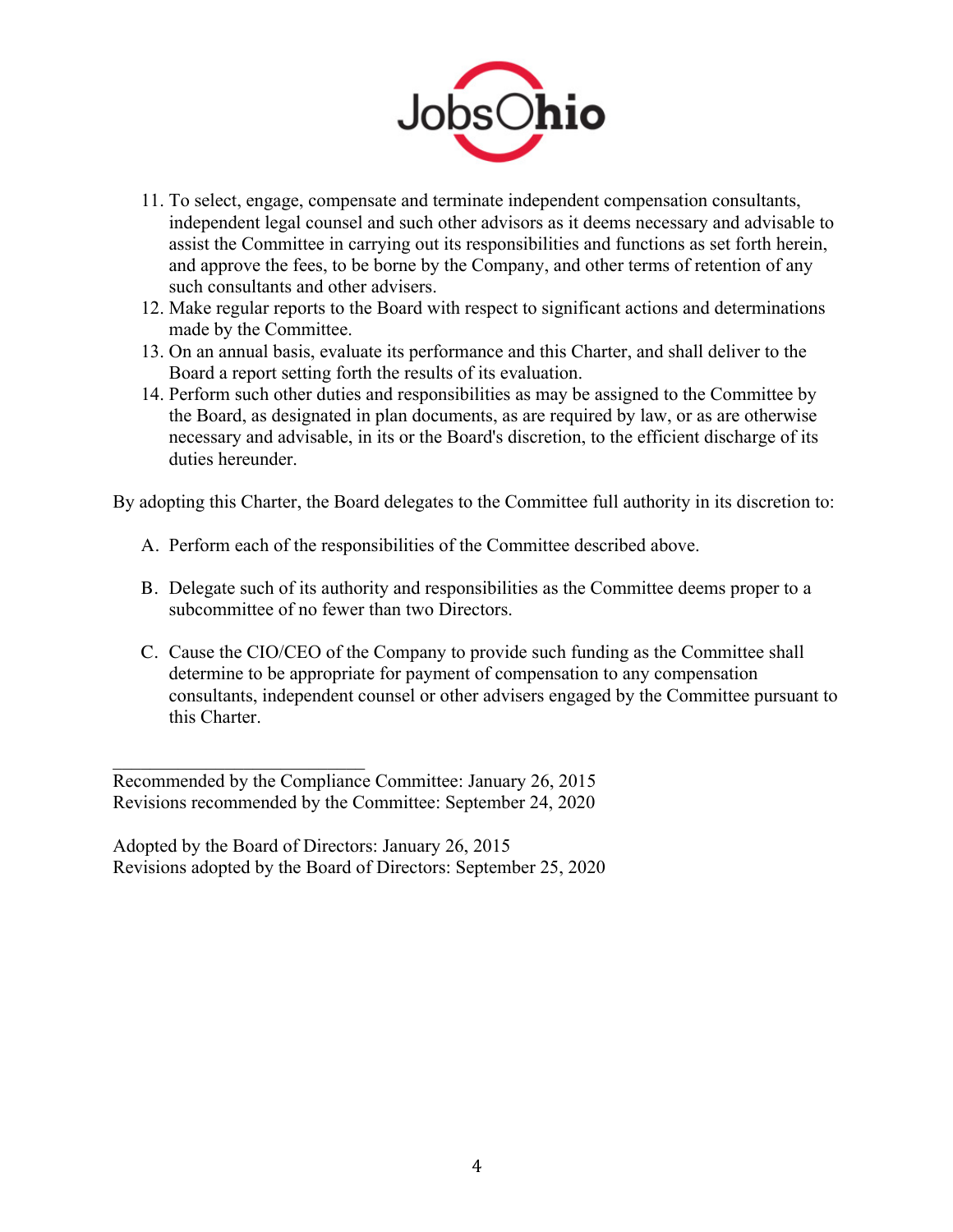11. To select, engage, compensate and terminate independent compensation consultants, independent legal counsel and such other advisors as it deems necessary and advisable to assist the Committee in carrying out its responsibilities and functions as set forth herein, and approve the fees, to be borne by the Company, and other terms of retention of any such consultants and other advisers.
12. Make regular reports to the Board with respect to significant actions and determinations made by the Committee.
13. On an annual basis, evaluate its performance and this Charter, and shall deliver to the Board a report setting forth the results of its evaluation.
14. Perform such other duties and responsibilities as may be assigned to the Committee by the Board, as designated in plan documents, as are required by law, or as are otherwise necessary and advisable, in its or the Board's discretion, to the efficient discharge of its duties hereunder.

By adopting this Charter, the Board delegates to the Committee full authority in its discretion to:

A. Perform each of the responsibilities of the Committee described above.

B. Delegate such of its authority and responsibilities as the Committee deems proper to a subcommittee of no fewer than two Directors.

C. Cause the CIO/CEO of the Company to provide such funding as the Committee shall determine to be appropriate for payment of compensation to any compensation consultants, independent counsel or other advisers engaged by the Committee pursuant to this Charter.

---

Recommended by the Compliance Committee: January 26, 2015
Revisions recommended by the Committee: September 24, 2020

Adopted by the Board of Directors: January 26, 2015
Revisions adopted by the Board of Directors: September 25, 2020